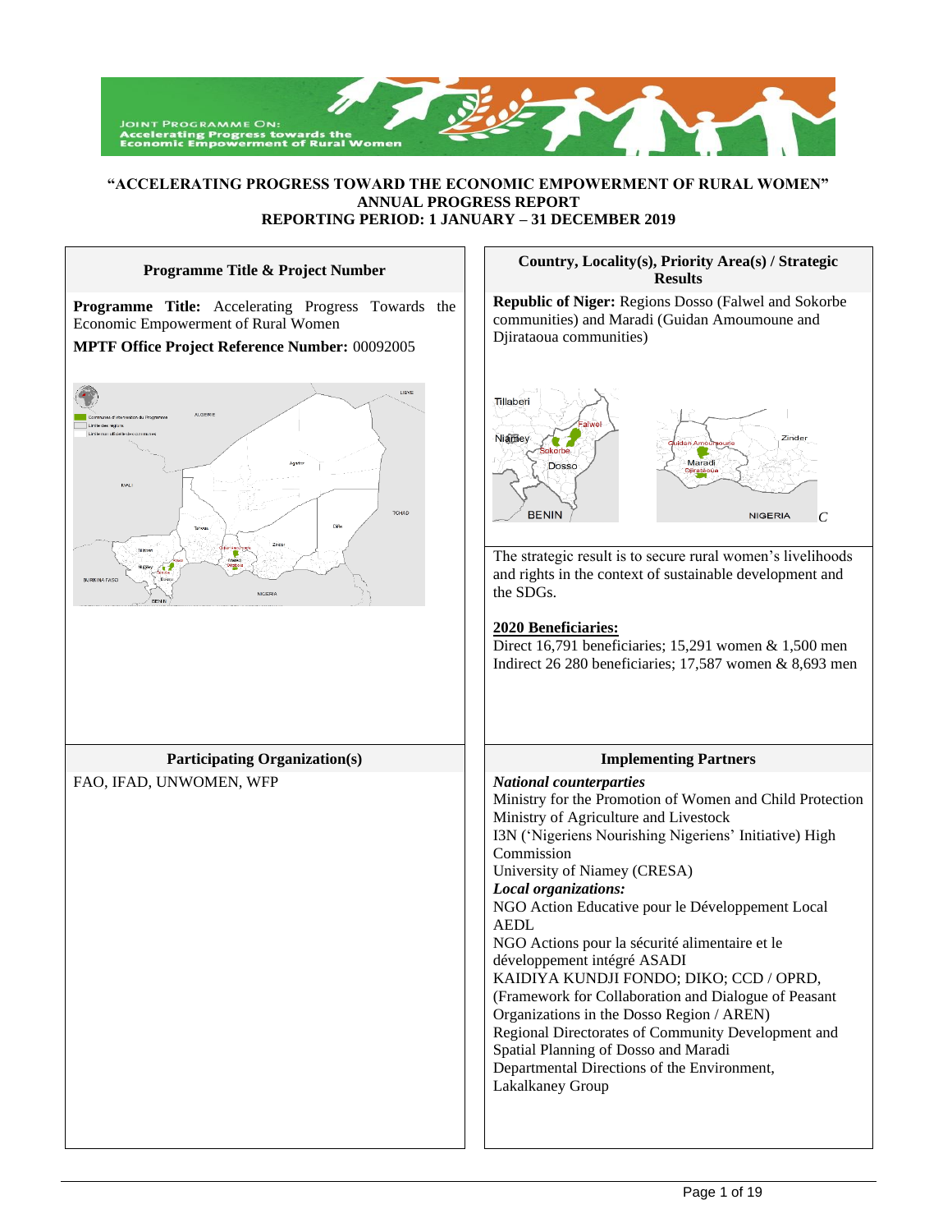**"ACCELERATING PROGRESS TOWARD THE ECONOMIC EMPOWERMENT OF RURAL WOMEN"**
**ANNUAL PROGRESS REPORT**
**REPORTING PERIOD: 1 JANUARY – 31 DECEMBER 2019**

| Programme Title & Project Number | Country, Locality(s), Priority Area(s) / Strategic Results |
|---|---|
| **Programme Title:** Accelerating Progress Towards the Economic Empowerment of Rural Women<br>**MPTF Office Project Reference Number:** 00092005 | **Republic of Niger:** Regions Dosso (Falwel and Sokorbe communities) and Maradi (Guidan Amoumoune and Djirataoua communities)<br><br>The strategic result is to secure rural women's livelihoods and rights in the context of sustainable development and the SDGs.<br><br>**2020 Beneficiaries:**<br>Direct 16,791 beneficiaries; 15,291 women & 1,500 men<br>Indirect 26 280 beneficiaries; 17,587 women & 8,693 men |
| **Participating Organization(s)** | **Implementing Partners** |
| FAO, IFAD, UNWOMEN, WFP | ***National counterparties***<br>Ministry for the Promotion of Women and Child Protection<br>Ministry of Agriculture and Livestock<br>I3N ('Nigeriens Nourishing Nigeriens' Initiative) High Commission<br>University of Niamey (CRESA)<br>***Local organizations:***<br>NGO Action Educative pour le Développement Local AEDL<br>NGO Actions pour la sécurité alimentaire et le développement intégré ASADI<br>KAIDIYA KUNDJI FONDO; DIKO; CCD / OPRD, (Framework for Collaboration and Dialogue of Peasant Organizations in the Dosso Region / AREN)<br>Regional Directorates of Community Development and Spatial Planning of Dosso and Maradi<br>Departmental Directions of the Environment, Lakalkaney Group |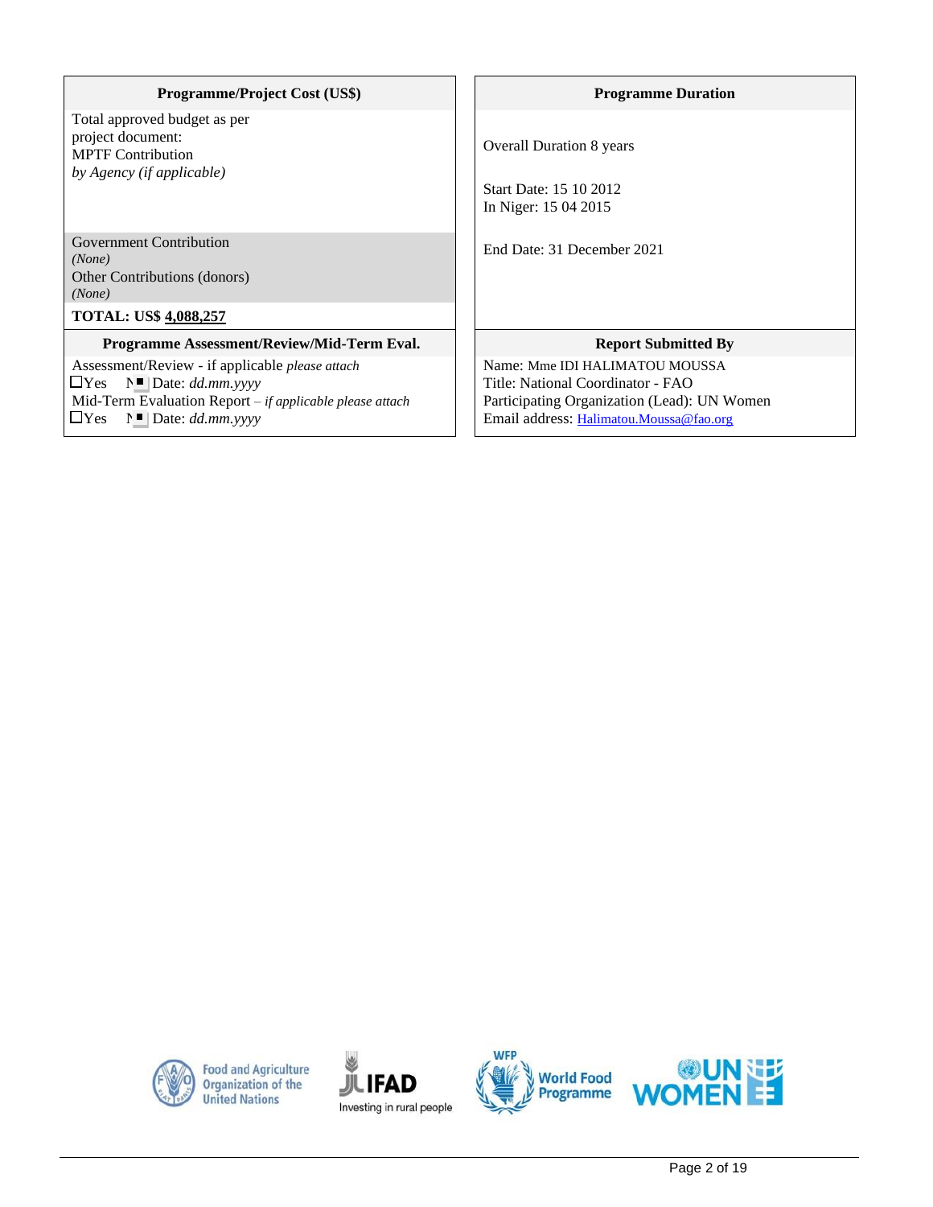| Programme/Project Cost (US$) | Programme Duration |
|---|---|
| Total approved budget as per project document:<br>MPTF Contribution<br>*by Agency (if applicable)* | Overall Duration 8 years<br><br>Start Date: 15 10 2012<br>In Niger: 15 04 2015 |
| Government Contribution<br>*(None)*<br>Other Contributions (donors)<br>*(None)* | End Date: 31 December 2021 |
| **TOTAL: US$ 4,088,257** | |

| Programme Assessment/Review/Mid-Term Eval. | Report Submitted By |
|---|---|
| Assessment/Review - if applicable *please attach*<br>☐Yes ■No Date: *dd.mm.yyyy*<br>Mid-Term Evaluation Report – *if applicable please attach*<br>☐Yes ■No Date: *dd.mm.yyyy* | Name: Mme IDI HALIMATOU MOUSSA<br>Title: National Coordinator - FAO<br>Participating Organization (Lead): UN Women<br>Email address: Halimatou.Moussa@fao.org |

Food and Agriculture Organization of the United Nations | IFAD Investing in rural people | WFP World Food Programme | UN WOMEN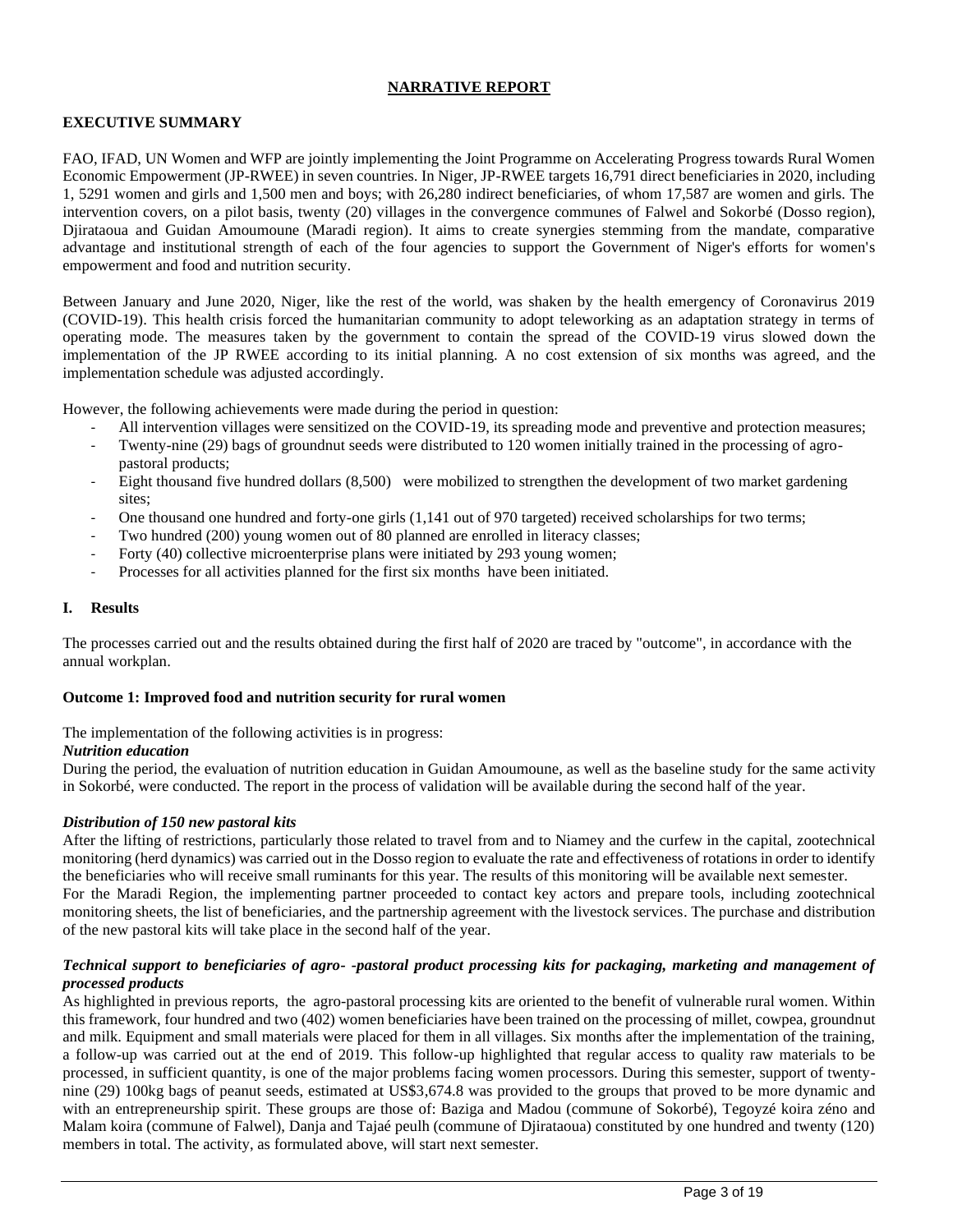## NARRATIVE REPORT

### EXECUTIVE SUMMARY

FAO, IFAD, UN Women and WFP are jointly implementing the Joint Programme on Accelerating Progress towards Rural Women Economic Empowerment (JP-RWEE) in seven countries. In Niger, JP-RWEE targets 16,791 direct beneficiaries in 2020, including 1, 5291 women and girls and 1,500 men and boys; with 26,280 indirect beneficiaries, of whom 17,587 are women and girls. The intervention covers, on a pilot basis, twenty (20) villages in the convergence communes of Falwel and Sokorbé (Dosso region), Djirataoua and Guidan Amoumoune (Maradi region). It aims to create synergies stemming from the mandate, comparative advantage and institutional strength of each of the four agencies to support the Government of Niger's efforts for women's empowerment and food and nutrition security.

Between January and June 2020, Niger, like the rest of the world, was shaken by the health emergency of Coronavirus 2019 (COVID-19). This health crisis forced the humanitarian community to adopt teleworking as an adaptation strategy in terms of operating mode. The measures taken by the government to contain the spread of the COVID-19 virus slowed down the implementation of the JP RWEE according to its initial planning. A no cost extension of six months was agreed, and the implementation schedule was adjusted accordingly.

However, the following achievements were made during the period in question:

- All intervention villages were sensitized on the COVID-19, its spreading mode and preventive and protection measures;
- Twenty-nine (29) bags of groundnut seeds were distributed to 120 women initially trained in the processing of agro-pastoral products;
- Eight thousand five hundred dollars (8,500) were mobilized to strengthen the development of two market gardening sites;
- One thousand one hundred and forty-one girls (1,141 out of 970 targeted) received scholarships for two terms;
- Two hundred (200) young women out of 80 planned are enrolled in literacy classes;
- Forty (40) collective microenterprise plans were initiated by 293 young women;
- Processes for all activities planned for the first six months have been initiated.

### I. Results

The processes carried out and the results obtained during the first half of 2020 are traced by "outcome", in accordance with the annual workplan.

#### Outcome 1: Improved food and nutrition security for rural women

The implementation of the following activities is in progress:

***Nutrition education***

During the period, the evaluation of nutrition education in Guidan Amoumoune, as well as the baseline study for the same activity in Sokorbé, were conducted. The report in the process of validation will be available during the second half of the year.

***Distribution of 150 new pastoral kits***

After the lifting of restrictions, particularly those related to travel from and to Niamey and the curfew in the capital, zootechnical monitoring (herd dynamics) was carried out in the Dosso region to evaluate the rate and effectiveness of rotations in order to identify the beneficiaries who will receive small ruminants for this year. The results of this monitoring will be available next semester.

For the Maradi Region, the implementing partner proceeded to contact key actors and prepare tools, including zootechnical monitoring sheets, the list of beneficiaries, and the partnership agreement with the livestock services. The purchase and distribution of the new pastoral kits will take place in the second half of the year.

***Technical support to beneficiaries of agro- -pastoral product processing kits for packaging, marketing and management of processed products***

As highlighted in previous reports, the agro-pastoral processing kits are oriented to the benefit of vulnerable rural women. Within this framework, four hundred and two (402) women beneficiaries have been trained on the processing of millet, cowpea, groundnut and milk. Equipment and small materials were placed for them in all villages. Six months after the implementation of the training, a follow-up was carried out at the end of 2019. This follow-up highlighted that regular access to quality raw materials to be processed, in sufficient quantity, is one of the major problems facing women processors. During this semester, support of twenty-nine (29) 100kg bags of peanut seeds, estimated at US$3,674.8 was provided to the groups that proved to be more dynamic and with an entrepreneurship spirit. These groups are those of: Baziga and Madou (commune of Sokorbé), Tegoyzé koira zéno and Malam koira (commune of Falwel), Danja and Tajaé peulh (commune of Djirataoua) constituted by one hundred and twenty (120) members in total. The activity, as formulated above, will start next semester.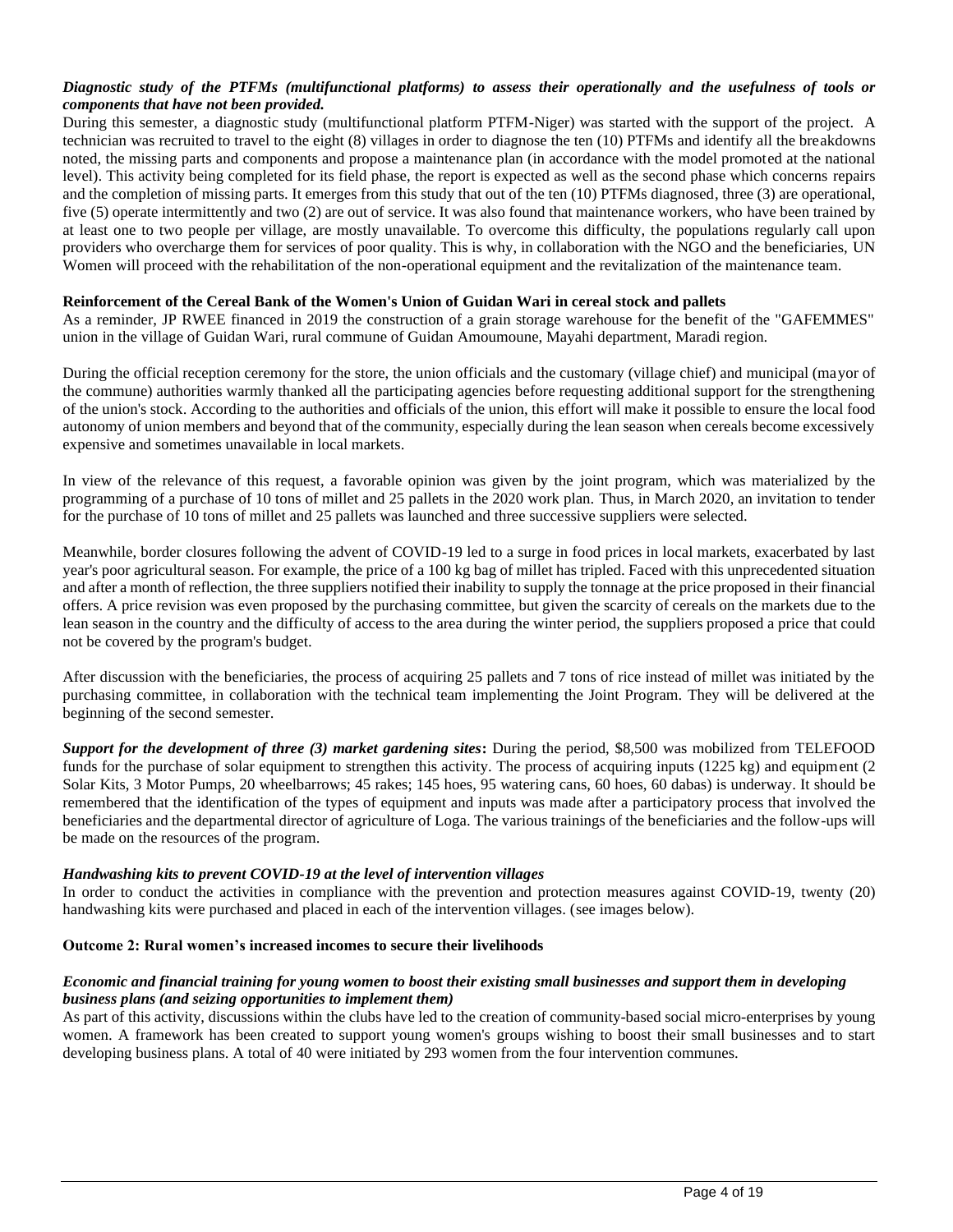***Diagnostic study of the PTFMs (multifunctional platforms) to assess their operationally and the usefulness of tools or components that have not been provided.***

During this semester, a diagnostic study (multifunctional platform PTFM-Niger) was started with the support of the project. A technician was recruited to travel to the eight (8) villages in order to diagnose the ten (10) PTFMs and identify all the breakdowns noted, the missing parts and components and propose a maintenance plan (in accordance with the model promoted at the national level). This activity being completed for its field phase, the report is expected as well as the second phase which concerns repairs and the completion of missing parts. It emerges from this study that out of the ten (10) PTFMs diagnosed, three (3) are operational, five (5) operate intermittently and two (2) are out of service. It was also found that maintenance workers, who have been trained by at least one to two people per village, are mostly unavailable. To overcome this difficulty, the populations regularly call upon providers who overcharge them for services of poor quality. This is why, in collaboration with the NGO and the beneficiaries, UN Women will proceed with the rehabilitation of the non-operational equipment and the revitalization of the maintenance team.

**Reinforcement of the Cereal Bank of the Women's Union of Guidan Wari in cereal stock and pallets**

As a reminder, JP RWEE financed in 2019 the construction of a grain storage warehouse for the benefit of the "GAFEMMES" union in the village of Guidan Wari, rural commune of Guidan Amoumoune, Mayahi department, Maradi region.

During the official reception ceremony for the store, the union officials and the customary (village chief) and municipal (mayor of the commune) authorities warmly thanked all the participating agencies before requesting additional support for the strengthening of the union's stock. According to the authorities and officials of the union, this effort will make it possible to ensure the local food autonomy of union members and beyond that of the community, especially during the lean season when cereals become excessively expensive and sometimes unavailable in local markets.

In view of the relevance of this request, a favorable opinion was given by the joint program, which was materialized by the programming of a purchase of 10 tons of millet and 25 pallets in the 2020 work plan. Thus, in March 2020, an invitation to tender for the purchase of 10 tons of millet and 25 pallets was launched and three successive suppliers were selected.

Meanwhile, border closures following the advent of COVID-19 led to a surge in food prices in local markets, exacerbated by last year's poor agricultural season. For example, the price of a 100 kg bag of millet has tripled. Faced with this unprecedented situation and after a month of reflection, the three suppliers notified their inability to supply the tonnage at the price proposed in their financial offers. A price revision was even proposed by the purchasing committee, but given the scarcity of cereals on the markets due to the lean season in the country and the difficulty of access to the area during the winter period, the suppliers proposed a price that could not be covered by the program's budget.

After discussion with the beneficiaries, the process of acquiring 25 pallets and 7 tons of rice instead of millet was initiated by the purchasing committee, in collaboration with the technical team implementing the Joint Program. They will be delivered at the beginning of the second semester.

***Support for the development of three (3) market gardening sites*:** During the period, $8,500 was mobilized from TELEFOOD funds for the purchase of solar equipment to strengthen this activity. The process of acquiring inputs (1225 kg) and equipment (2 Solar Kits, 3 Motor Pumps, 20 wheelbarrows; 45 rakes; 145 hoes, 95 watering cans, 60 hoes, 60 dabas) is underway. It should be remembered that the identification of the types of equipment and inputs was made after a participatory process that involved the beneficiaries and the departmental director of agriculture of Loga. The various trainings of the beneficiaries and the follow-ups will be made on the resources of the program.

***Handwashing kits to prevent COVID-19 at the level of intervention villages***

In order to conduct the activities in compliance with the prevention and protection measures against COVID-19, twenty (20) handwashing kits were purchased and placed in each of the intervention villages. (see images below).

**Outcome 2: Rural women's increased incomes to secure their livelihoods**

***Economic and financial training for young women to boost their existing small businesses and support them in developing business plans (and seizing opportunities to implement them)***

As part of this activity, discussions within the clubs have led to the creation of community-based social micro-enterprises by young women. A framework has been created to support young women's groups wishing to boost their small businesses and to start developing business plans. A total of 40 were initiated by 293 women from the four intervention communes.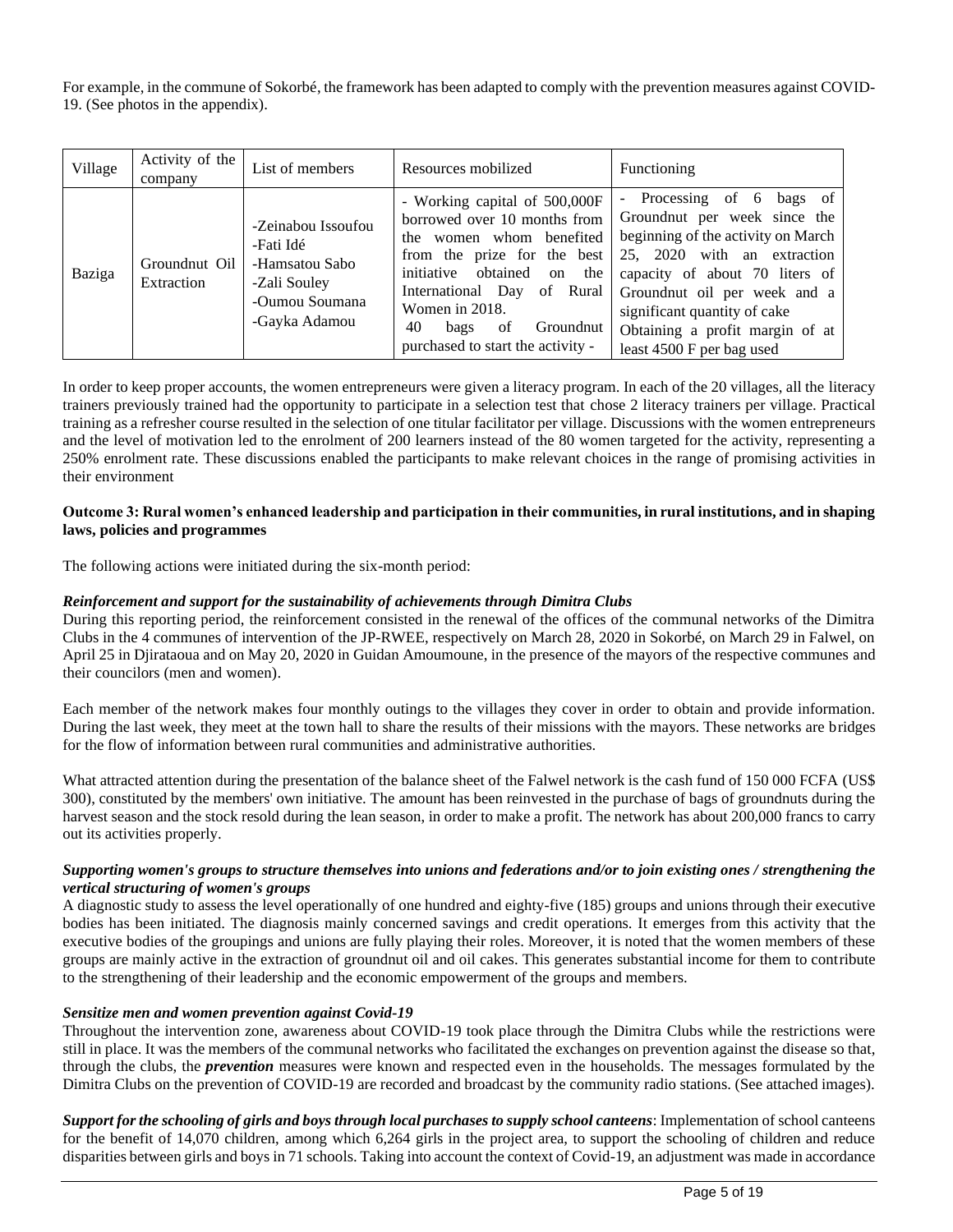For example, in the commune of Sokorbé, the framework has been adapted to comply with the prevention measures against COVID-19. (See photos in the appendix).

| Village | Activity of the company | List of members | Resources mobilized | Functioning |
|---|---|---|---|---|
| Baziga | Groundnut Oil Extraction | -Zeinabou Issoufou<br>-Fati Idé<br>-Hamsatou Sabo<br>-Zali Souley<br>-Oumou Soumana<br>-Gayka Adamou | - Working capital of 500,000F borrowed over 10 months from the women whom benefited from the prize for the best initiative obtained on the International Day of Rural Women in 2018.<br>40 bags of Groundnut purchased to start the activity - | - Processing of 6 bags of Groundnut per week since the beginning of the activity on March 25, 2020 with an extraction capacity of about 70 liters of Groundnut oil per week and a significant quantity of cake<br>Obtaining a profit margin of at least 4500 F per bag used |

In order to keep proper accounts, the women entrepreneurs were given a literacy program. In each of the 20 villages, all the literacy trainers previously trained had the opportunity to participate in a selection test that chose 2 literacy trainers per village. Practical training as a refresher course resulted in the selection of one titular facilitator per village. Discussions with the women entrepreneurs and the level of motivation led to the enrolment of 200 learners instead of the 80 women targeted for the activity, representing a 250% enrolment rate. These discussions enabled the participants to make relevant choices in the range of promising activities in their environment

**Outcome 3: Rural women's enhanced leadership and participation in their communities, in rural institutions, and in shaping laws, policies and programmes**

The following actions were initiated during the six-month period:

***Reinforcement and support for the sustainability of achievements through Dimitra Clubs***

During this reporting period, the reinforcement consisted in the renewal of the offices of the communal networks of the Dimitra Clubs in the 4 communes of intervention of the JP-RWEE, respectively on March 28, 2020 in Sokorbé, on March 29 in Falwel, on April 25 in Djirataoua and on May 20, 2020 in Guidan Amoumoune, in the presence of the mayors of the respective communes and their councilors (men and women).

Each member of the network makes four monthly outings to the villages they cover in order to obtain and provide information. During the last week, they meet at the town hall to share the results of their missions with the mayors. These networks are bridges for the flow of information between rural communities and administrative authorities.

What attracted attention during the presentation of the balance sheet of the Falwel network is the cash fund of 150 000 FCFA (US$ 300), constituted by the members' own initiative. The amount has been reinvested in the purchase of bags of groundnuts during the harvest season and the stock resold during the lean season, in order to make a profit. The network has about 200,000 francs to carry out its activities properly.

***Supporting women's groups to structure themselves into unions and federations and/or to join existing ones / strengthening the vertical structuring of women's groups***

A diagnostic study to assess the level operationally of one hundred and eighty-five (185) groups and unions through their executive bodies has been initiated. The diagnosis mainly concerned savings and credit operations. It emerges from this activity that the executive bodies of the groupings and unions are fully playing their roles. Moreover, it is noted that the women members of these groups are mainly active in the extraction of groundnut oil and oil cakes. This generates substantial income for them to contribute to the strengthening of their leadership and the economic empowerment of the groups and members.

***Sensitize men and women prevention against Covid-19***

Throughout the intervention zone, awareness about COVID-19 took place through the Dimitra Clubs while the restrictions were still in place. It was the members of the communal networks who facilitated the exchanges on prevention against the disease so that, through the clubs, the ***prevention*** measures were known and respected even in the households. The messages formulated by the Dimitra Clubs on the prevention of COVID-19 are recorded and broadcast by the community radio stations. (See attached images).

***Support for the schooling of girls and boys through local purchases to supply school canteens***: Implementation of school canteens for the benefit of 14,070 children, among which 6,264 girls in the project area, to support the schooling of children and reduce disparities between girls and boys in 71 schools. Taking into account the context of Covid-19, an adjustment was made in accordance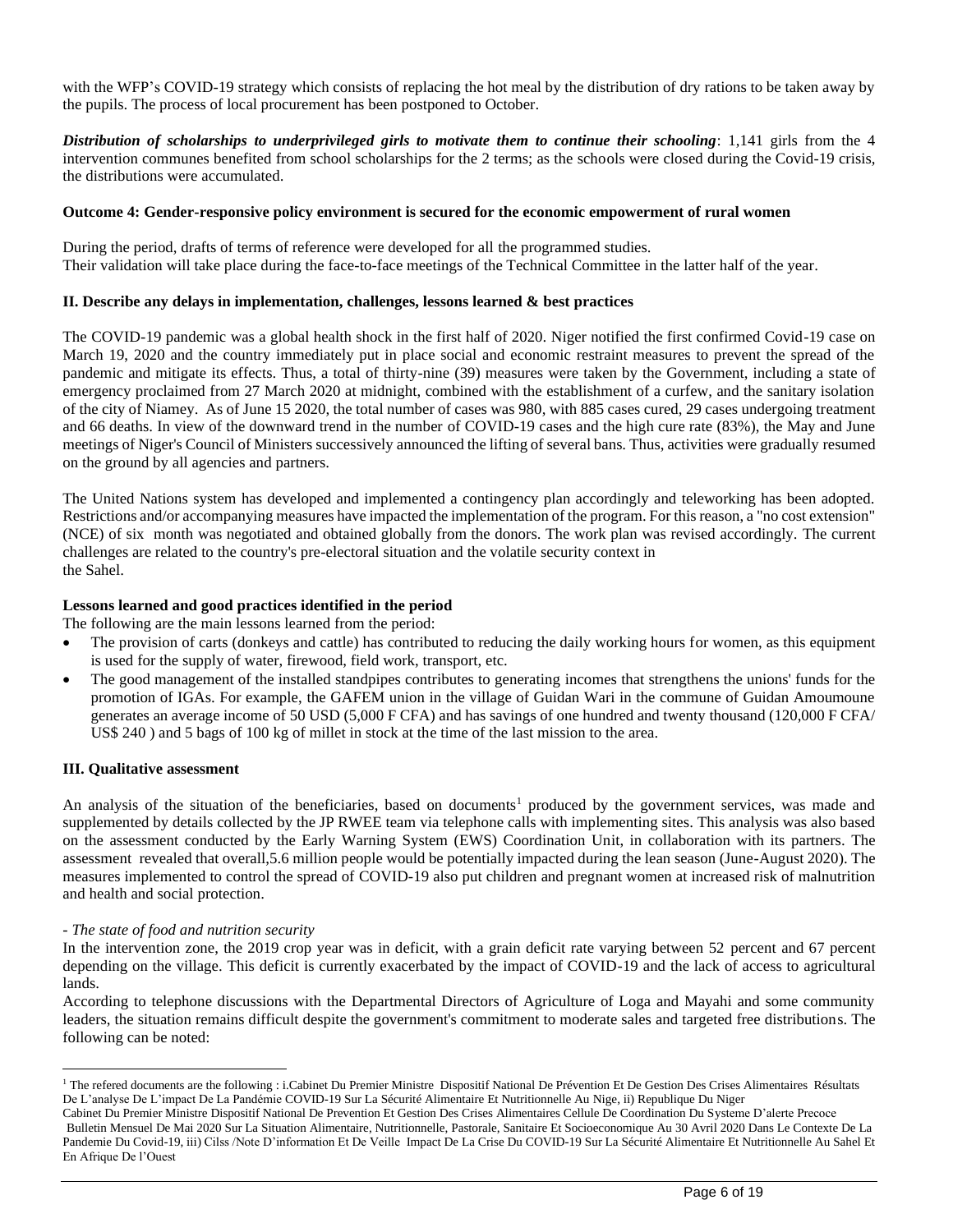with the WFP's COVID-19 strategy which consists of replacing the hot meal by the distribution of dry rations to be taken away by the pupils. The process of local procurement has been postponed to October.

***Distribution of scholarships to underprivileged girls to motivate them to continue their schooling***: 1,141 girls from the 4 intervention communes benefited from school scholarships for the 2 terms; as the schools were closed during the Covid-19 crisis, the distributions were accumulated.

**Outcome 4: Gender-responsive policy environment is secured for the economic empowerment of rural women**

During the period, drafts of terms of reference were developed for all the programmed studies.
Their validation will take place during the face-to-face meetings of the Technical Committee in the latter half of the year.

**II. Describe any delays in implementation, challenges, lessons learned & best practices**

The COVID-19 pandemic was a global health shock in the first half of 2020. Niger notified the first confirmed Covid-19 case on March 19, 2020 and the country immediately put in place social and economic restraint measures to prevent the spread of the pandemic and mitigate its effects. Thus, a total of thirty-nine (39) measures were taken by the Government, including a state of emergency proclaimed from 27 March 2020 at midnight, combined with the establishment of a curfew, and the sanitary isolation of the city of Niamey. As of June 15 2020, the total number of cases was 980, with 885 cases cured, 29 cases undergoing treatment and 66 deaths. In view of the downward trend in the number of COVID-19 cases and the high cure rate (83%), the May and June meetings of Niger's Council of Ministers successively announced the lifting of several bans. Thus, activities were gradually resumed on the ground by all agencies and partners.

The United Nations system has developed and implemented a contingency plan accordingly and teleworking has been adopted. Restrictions and/or accompanying measures have impacted the implementation of the program. For this reason, a "no cost extension" (NCE) of six month was negotiated and obtained globally from the donors. The work plan was revised accordingly. The current challenges are related to the country's pre-electoral situation and the volatile security context in the Sahel.

**Lessons learned and good practices identified in the period**

The following are the main lessons learned from the period:

- The provision of carts (donkeys and cattle) has contributed to reducing the daily working hours for women, as this equipment is used for the supply of water, firewood, field work, transport, etc.
- The good management of the installed standpipes contributes to generating incomes that strengthens the unions' funds for the promotion of IGAs. For example, the GAFEM union in the village of Guidan Wari in the commune of Guidan Amoumoune generates an average income of 50 USD (5,000 F CFA) and has savings of one hundred and twenty thousand (120,000 F CFA/ US$ 240 ) and 5 bags of 100 kg of millet in stock at the time of the last mission to the area.

**III. Qualitative assessment**

An analysis of the situation of the beneficiaries, based on documents[1] produced by the government services, was made and supplemented by details collected by the JP RWEE team via telephone calls with implementing sites. This analysis was also based on the assessment conducted by the Early Warning System (EWS) Coordination Unit, in collaboration with its partners. The assessment revealed that overall,5.6 million people would be potentially impacted during the lean season (June-August 2020). The measures implemented to control the spread of COVID-19 also put children and pregnant women at increased risk of malnutrition and health and social protection.

*- The state of food and nutrition security*

In the intervention zone, the 2019 crop year was in deficit, with a grain deficit rate varying between 52 percent and 67 percent depending on the village. This deficit is currently exacerbated by the impact of COVID-19 and the lack of access to agricultural lands.

According to telephone discussions with the Departmental Directors of Agriculture of Loga and Mayahi and some community leaders, the situation remains difficult despite the government's commitment to moderate sales and targeted free distributions. The following can be noted:

---

[1] The refered documents are the following : i.Cabinet Du Premier Ministre Dispositif National De Prévention Et De Gestion Des Crises Alimentaires Résultats De L'analyse De L'impact De La Pandémie COVID-19 Sur La Sécurité Alimentaire Et Nutritionnelle Au Nige, ii) Republique Du Niger
Cabinet Du Premier Ministre Dispositif National De Prevention Et Gestion Des Crises Alimentaires Cellule De Coordination Du Systeme D'alerte Precoce Bulletin Mensuel De Mai 2020 Sur La Situation Alimentaire, Nutritionnelle, Pastorale, Sanitaire Et Socioeconomique Au 30 Avril 2020 Dans Le Contexte De La Pandemie Du Covid-19, iii) Cilss /Note D'information Et De Veille Impact De La Crise Du COVID-19 Sur La Sécurité Alimentaire Et Nutritionnelle Au Sahel Et En Afrique De l'Ouest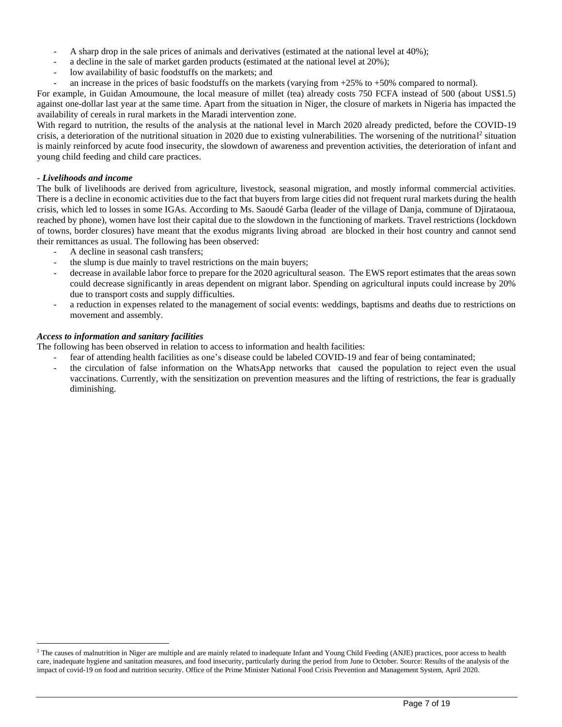- A sharp drop in the sale prices of animals and derivatives (estimated at the national level at 40%);
- a decline in the sale of market garden products (estimated at the national level at 20%);
- low availability of basic foodstuffs on the markets; and
- an increase in the prices of basic foodstuffs on the markets (varying from +25% to +50% compared to normal).

For example, in Guidan Amoumoune, the local measure of millet (tea) already costs 750 FCFA instead of 500 (about US$1.5) against one-dollar last year at the same time. Apart from the situation in Niger, the closure of markets in Nigeria has impacted the availability of cereals in rural markets in the Maradi intervention zone.

With regard to nutrition, the results of the analysis at the national level in March 2020 already predicted, before the COVID-19 crisis, a deterioration of the nutritional situation in 2020 due to existing vulnerabilities. The worsening of the nutritional[2] situation is mainly reinforced by acute food insecurity, the slowdown of awareness and prevention activities, the deterioration of infant and young child feeding and child care practices.

- ***Livelihoods and income***

The bulk of livelihoods are derived from agriculture, livestock, seasonal migration, and mostly informal commercial activities. There is a decline in economic activities due to the fact that buyers from large cities did not frequent rural markets during the health crisis, which led to losses in some IGAs. According to Ms. Saoudé Garba (leader of the village of Danja, commune of Djirataoua, reached by phone), women have lost their capital due to the slowdown in the functioning of markets. Travel restrictions (lockdown of towns, border closures) have meant that the exodus migrants living abroad are blocked in their host country and cannot send their remittances as usual. The following has been observed:

- A decline in seasonal cash transfers;
- the slump is due mainly to travel restrictions on the main buyers;
- decrease in available labor force to prepare for the 2020 agricultural season. The EWS report estimates that the areas sown could decrease significantly in areas dependent on migrant labor. Spending on agricultural inputs could increase by 20% due to transport costs and supply difficulties.
- a reduction in expenses related to the management of social events: weddings, baptisms and deaths due to restrictions on movement and assembly.

***Access to information and sanitary facilities***

The following has been observed in relation to access to information and health facilities:

- fear of attending health facilities as one's disease could be labeled COVID-19 and fear of being contaminated;
- the circulation of false information on the WhatsApp networks that caused the population to reject even the usual vaccinations. Currently, with the sensitization on prevention measures and the lifting of restrictions, the fear is gradually diminishing.

---

[2] The causes of malnutrition in Niger are multiple and are mainly related to inadequate Infant and Young Child Feeding (ANJE) practices, poor access to health care, inadequate hygiene and sanitation measures, and food insecurity, particularly during the period from June to October. Source: Results of the analysis of the impact of covid-19 on food and nutrition security. Office of the Prime Minister National Food Crisis Prevention and Management System, April 2020.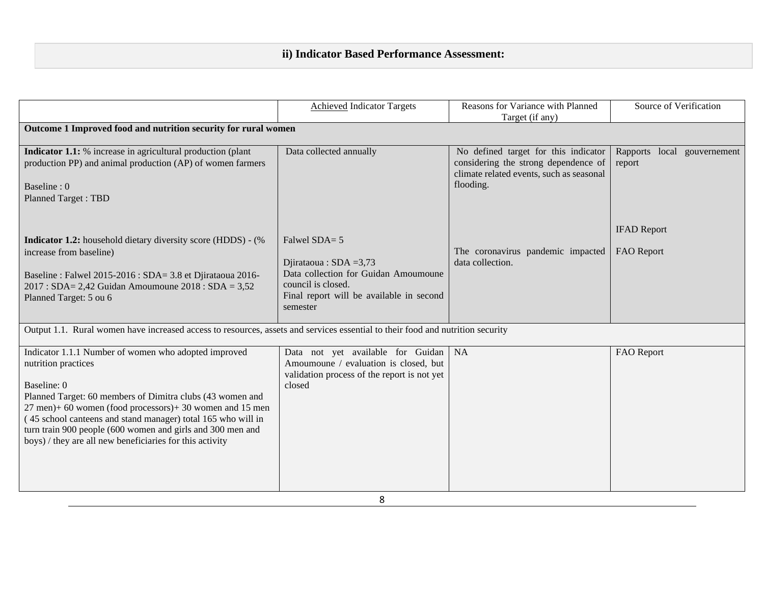## ii) Indicator Based Performance Assessment:

| | Achieved Indicator Targets | Reasons for Variance with Planned Target (if any) | Source of Verification |
|---|---|---|---|
| **Outcome 1 Improved food and nutrition security for rural women** | | | |
| **Indicator 1.1:** % increase in agricultural production (plant production PP) and animal production (AP) of women farmers<br><br>Baseline : 0<br>Planned Target : TBD<br><br>**Indicator 1.2:** household dietary diversity score (HDDS) - (% increase from baseline)<br><br>Baseline : Falwel 2015-2016 : SDA= 3.8 et Djirataoua 2016-2017 : SDA= 2,42 Guidan Amoumoune 2018 : SDA = 3,52<br>Planned Target: 5 ou 6 | Data collected annually<br><br>Falwel SDA= 5<br><br>Djirataoua : SDA =3,73<br>Data collection for Guidan Amoumoune council is closed.<br>Final report will be available in second semester | No defined target for this indicator considering the strong dependence of climate related events, such as seasonal flooding.<br><br>The coronavirus pandemic impacted data collection. | Rapports local gouvernement report<br><br>IFAD Report<br><br>FAO Report |
| Output 1.1. Rural women have increased access to resources, assets and services essential to their food and nutrition security | | | |
| Indicator 1.1.1 Number of women who adopted improved nutrition practices<br><br>Baseline: 0<br>Planned Target: 60 members of Dimitra clubs (43 women and 27 men)+ 60 women (food processors)+ 30 women and 15 men ( 45 school canteens and stand manager) total 165 who will in turn train 900 people (600 women and girls and 300 men and boys) / they are all new beneficiaries for this activity | Data not yet available for Guidan Amoumoune / evaluation is closed, but validation process of the report is not yet closed | NA | FAO Report |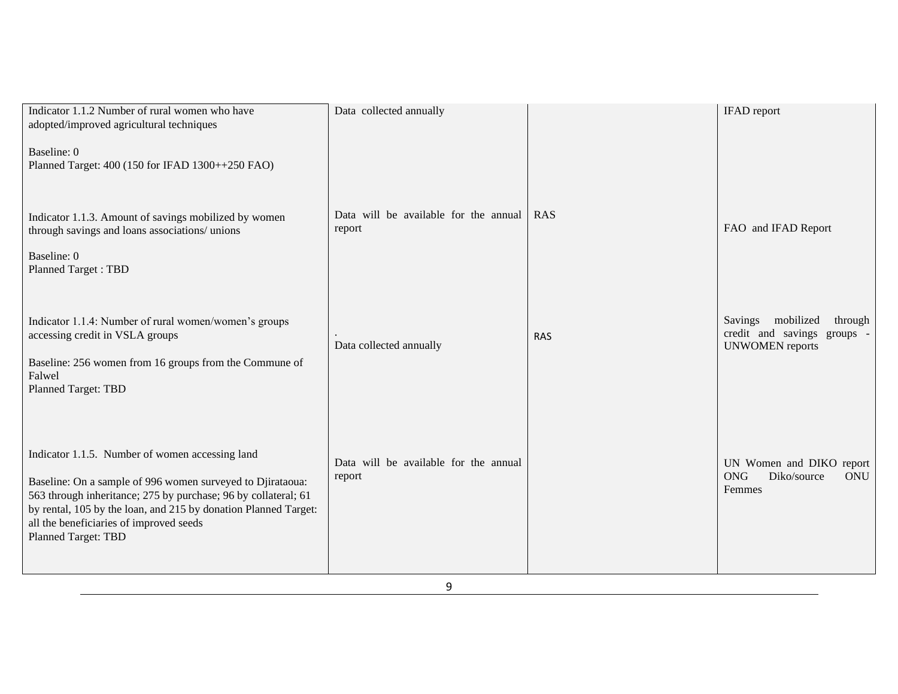| | | | |
|---|---|---|---|
| Indicator 1.1.2 Number of rural women who have adopted/improved agricultural techniques<br><br>Baseline: 0<br>Planned Target: 400 (150 for IFAD 1300++250 FAO) | Data collected annually | | IFAD report |
| Indicator 1.1.3. Amount of savings mobilized by women through savings and loans associations/ unions<br><br>Baseline: 0<br>Planned Target : TBD | Data will be available for the annual report | RAS | FAO and IFAD Report |
| Indicator 1.1.4: Number of rural women/women's groups accessing credit in VSLA groups<br><br>Baseline: 256 women from 16 groups from the Commune of Falwel<br>Planned Target: TBD | .<br>Data collected annually | RAS | Savings mobilized through credit and savings groups - UNWOMEN reports |
| Indicator 1.1.5. Number of women accessing land<br><br>Baseline: On a sample of 996 women surveyed to Djirataoua: 563 through inheritance; 275 by purchase; 96 by collateral; 61 by rental, 105 by the loan, and 215 by donation Planned Target: all the beneficiaries of improved seeds<br>Planned Target: TBD | Data will be available for the annual report | | UN Women and DIKO report ONG Diko/source ONU Femmes |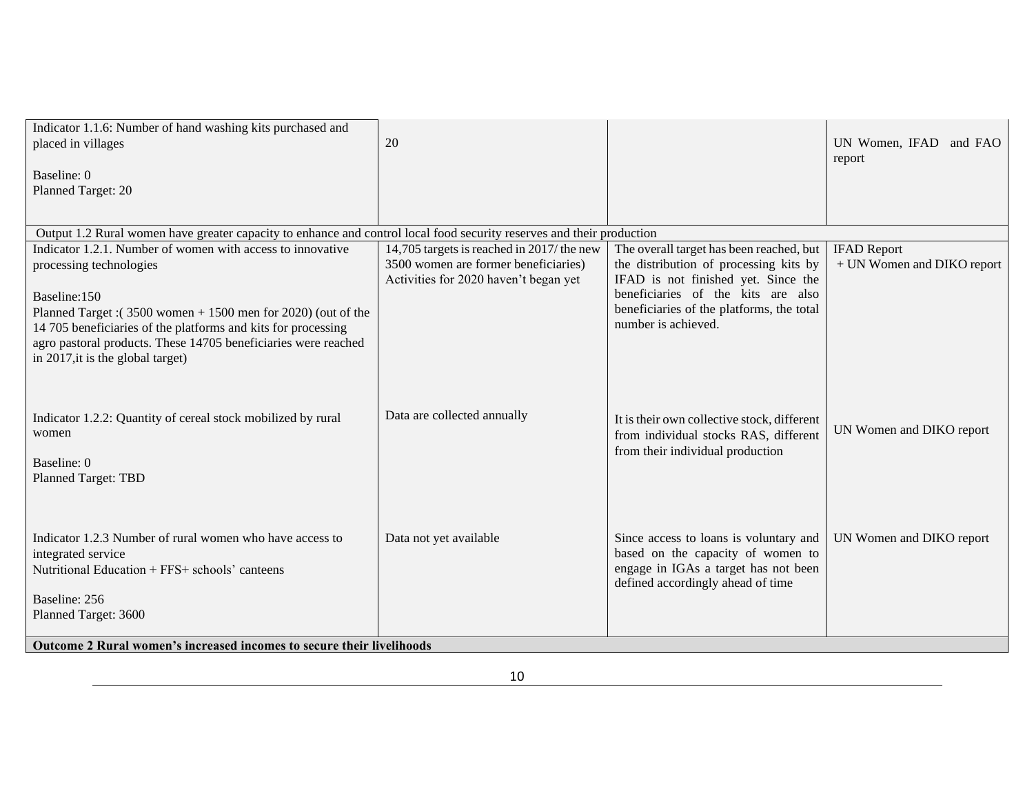| | | | |
|---|---|---|---|
| Indicator 1.1.6: Number of hand washing kits purchased and placed in villages<br><br>Baseline: 0<br>Planned Target: 20 | 20 | | UN Women, IFAD and FAO report |
| Output 1.2 Rural women have greater capacity to enhance and control local food security reserves and their production | | | |
| Indicator 1.2.1. Number of women with access to innovative processing technologies<br><br>Baseline:150<br>Planned Target :( 3500 women + 1500 men for 2020) (out of the 14 705 beneficiaries of the platforms and kits for processing agro pastoral products. These 14705 beneficiaries were reached in 2017,it is the global target) | 14,705 targets is reached in 2017/ the new 3500 women are former beneficiaries) Activities for 2020 haven't began yet | The overall target has been reached, but the distribution of processing kits by IFAD is not finished yet. Since the beneficiaries of the kits are also beneficiaries of the platforms, the total number is achieved. | IFAD Report<br>+ UN Women and DIKO report |
| Indicator 1.2.2: Quantity of cereal stock mobilized by rural women<br><br>Baseline: 0<br>Planned Target: TBD | Data are collected annually | It is their own collective stock, different from individual stocks RAS, different from their individual production | UN Women and DIKO report |
| Indicator 1.2.3 Number of rural women who have access to integrated service<br>Nutritional Education + FFS+ schools' canteens<br><br>Baseline: 256<br>Planned Target: 3600 | Data not yet available | Since access to loans is voluntary and based on the capacity of women to engage in IGAs a target has not been defined accordingly ahead of time | UN Women and DIKO report |
| **Outcome 2 Rural women's increased incomes to secure their livelihoods** | | | |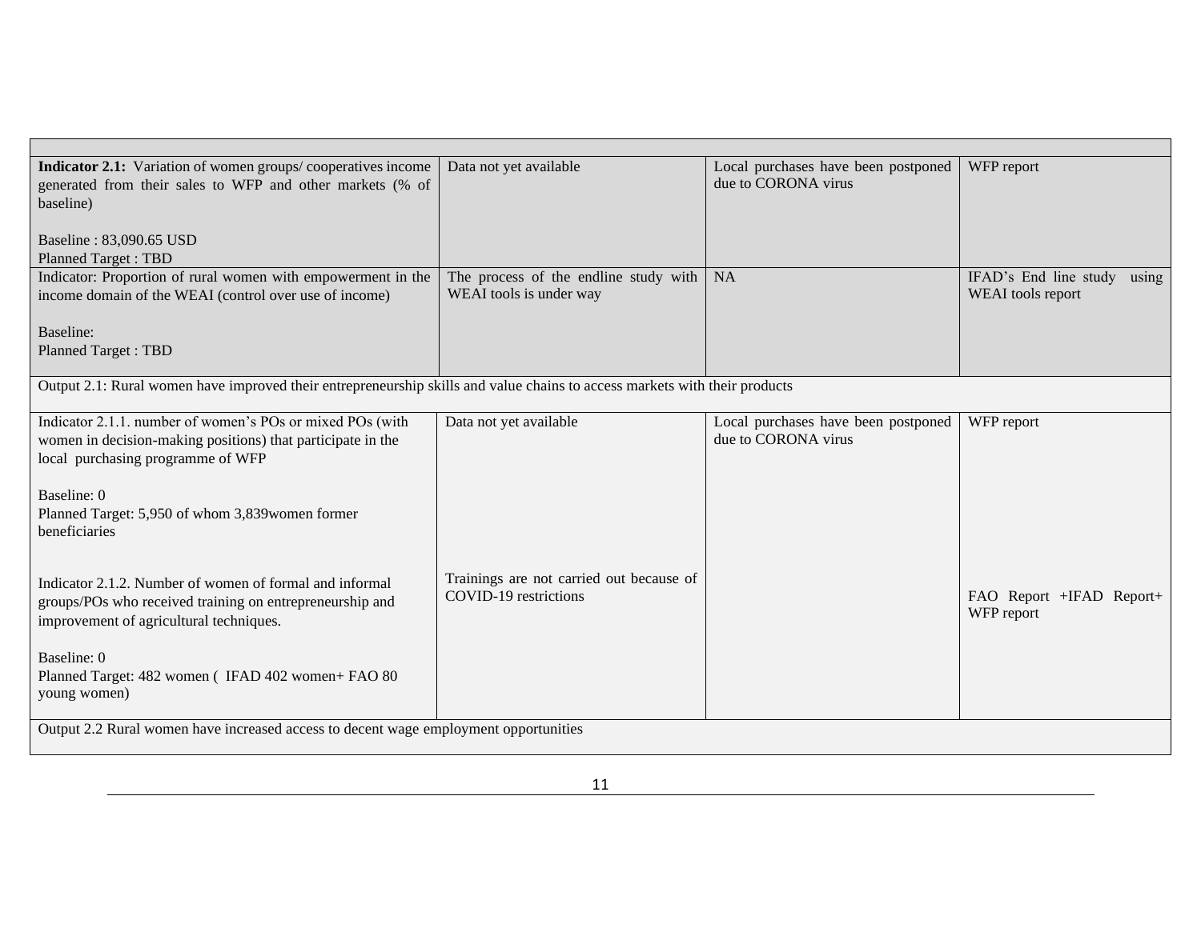| | | | |
|---|---|---|---|
| **Indicator 2.1:** Variation of women groups/ cooperatives income generated from their sales to WFP and other markets (% of baseline)<br><br>Baseline : 83,090.65 USD<br>Planned Target : TBD | Data not yet available | Local purchases have been postponed due to CORONA virus | WFP report |
| Indicator: Proportion of rural women with empowerment in the income domain of the WEAI (control over use of income)<br><br>Baseline:<br>Planned Target : TBD | The process of the endline study with WEAI tools is under way | NA | IFAD's End line study using WEAI tools report |
| Output 2.1: Rural women have improved their entrepreneurship skills and value chains to access markets with their products | | | |
| Indicator 2.1.1. number of women's POs or mixed POs (with women in decision-making positions) that participate in the local purchasing programme of WFP<br><br>Baseline: 0<br>Planned Target: 5,950 of whom 3,839women former beneficiaries<br><br>Indicator 2.1.2. Number of women of formal and informal groups/POs who received training on entrepreneurship and improvement of agricultural techniques.<br><br>Baseline: 0<br>Planned Target: 482 women ( IFAD 402 women+ FAO 80 young women) | Data not yet available<br><br>Trainings are not carried out because of COVID-19 restrictions | Local purchases have been postponed due to CORONA virus | WFP report<br><br>FAO Report +IFAD Report+ WFP report |
| Output 2.2 Rural women have increased access to decent wage employment opportunities | | | |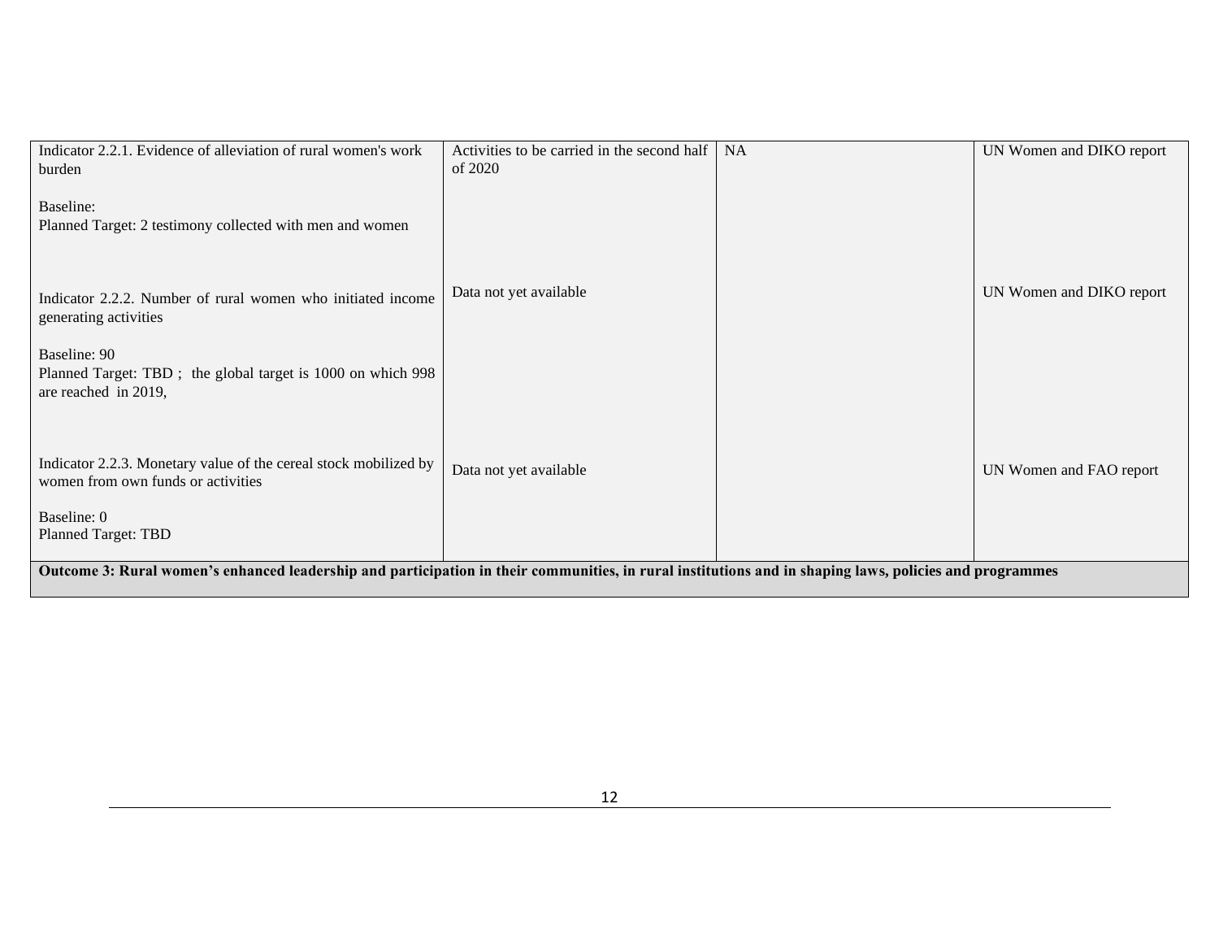| | | | |
|---|---|---|---|
| Indicator 2.2.1. Evidence of alleviation of rural women's work burden<br><br>Baseline:<br>Planned Target: 2 testimony collected with men and women | Activities to be carried in the second half of 2020 | NA | UN Women and DIKO report |
| Indicator 2.2.2. Number of rural women who initiated income generating activities<br><br>Baseline: 90<br>Planned Target: TBD ; the global target is 1000 on which 998 are reached in 2019, | Data not yet available | | UN Women and DIKO report |
| Indicator 2.2.3. Monetary value of the cereal stock mobilized by women from own funds or activities<br><br>Baseline: 0<br>Planned Target: TBD | Data not yet available | | UN Women and FAO report |
| **Outcome 3: Rural women's enhanced leadership and participation in their communities, in rural institutions and in shaping laws, policies and programmes** | | | |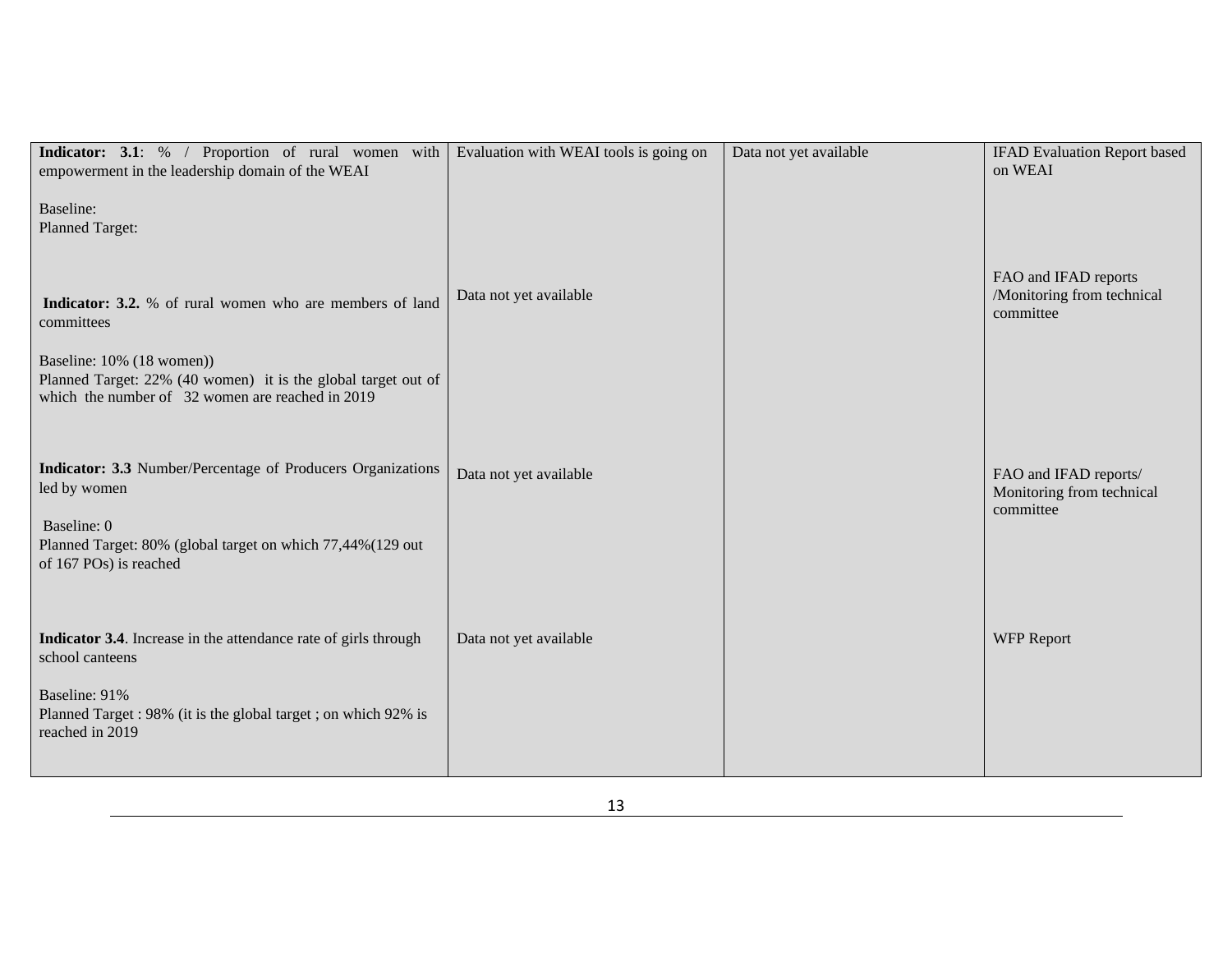| | | | |
|---|---|---|---|
| **Indicator: 3.1**: % / Proportion of rural women with empowerment in the leadership domain of the WEAI<br><br>Baseline:<br>Planned Target: | Evaluation with WEAI tools is going on | Data not yet available | IFAD Evaluation Report based on WEAI |
| **Indicator: 3.2.** % of rural women who are members of land committees<br><br>Baseline: 10% (18 women))<br>Planned Target: 22% (40 women) it is the global target out of which the number of 32 women are reached in 2019 | Data not yet available | | FAO and IFAD reports /Monitoring from technical committee |
| **Indicator: 3.3** Number/Percentage of Producers Organizations led by women<br><br>Baseline: 0<br>Planned Target: 80% (global target on which 77,44%(129 out of 167 POs) is reached | Data not yet available | | FAO and IFAD reports/ Monitoring from technical committee |
| **Indicator 3.4**. Increase in the attendance rate of girls through school canteens<br><br>Baseline: 91%<br>Planned Target : 98% (it is the global target ; on which 92% is reached in 2019 | Data not yet available | | WFP Report |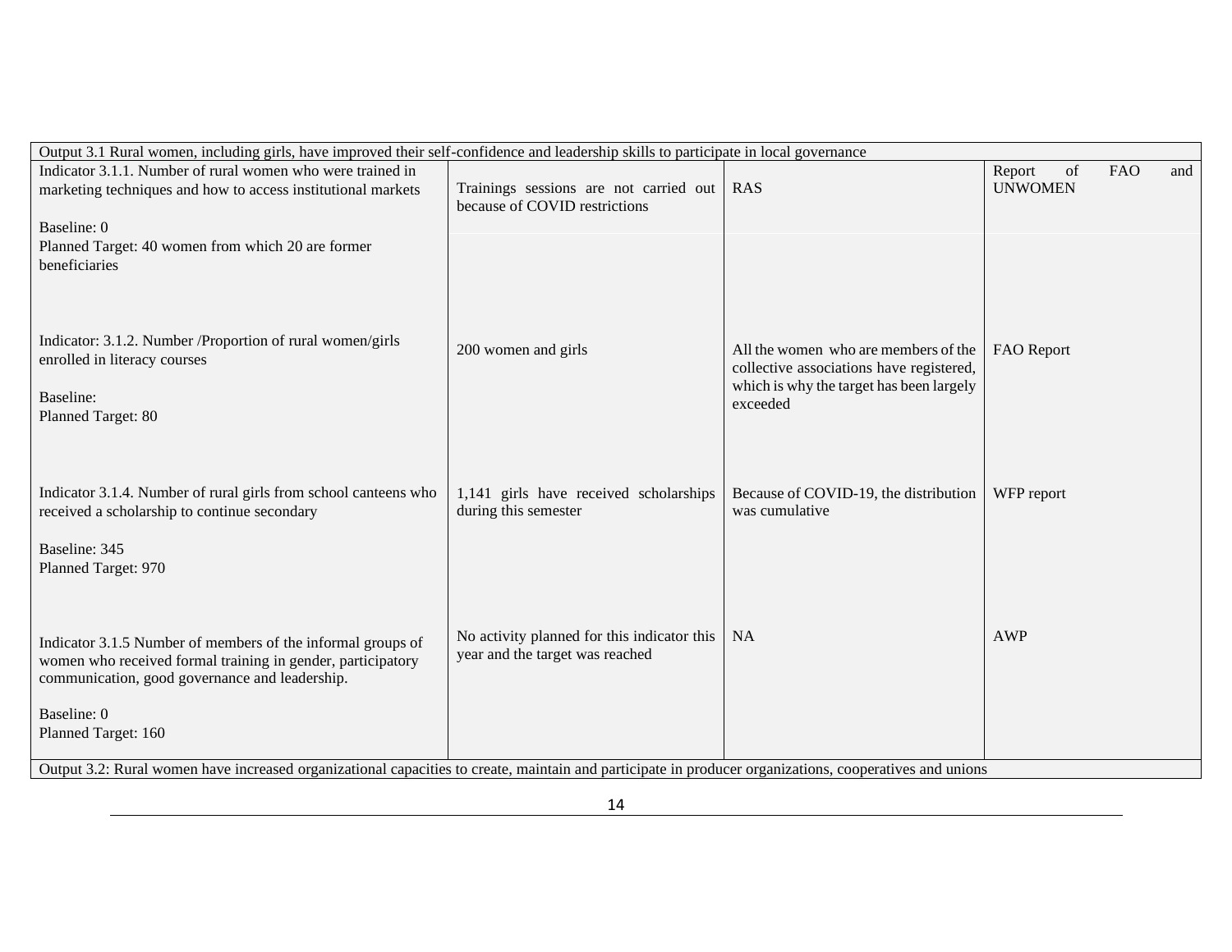| Output 3.1 Rural women, including girls, have improved their self-confidence and leadership skills to participate in local governance | | | |
|---|---|---|---|
| Indicator 3.1.1. Number of rural women who were trained in marketing techniques and how to access institutional markets<br><br>Baseline: 0<br>Planned Target: 40 women from which 20 are former beneficiaries | Trainings sessions are not carried out because of COVID restrictions | RAS | Report of FAO and UNWOMEN |
| Indicator: 3.1.2. Number /Proportion of rural women/girls enrolled in literacy courses<br><br>Baseline:<br>Planned Target: 80 | 200 women and girls | All the women who are members of the collective associations have registered, which is why the target has been largely exceeded | FAO Report |
| Indicator 3.1.4. Number of rural girls from school canteens who received a scholarship to continue secondary<br><br>Baseline: 345<br>Planned Target: 970 | 1,141 girls have received scholarships during this semester | Because of COVID-19, the distribution was cumulative | WFP report |
| Indicator 3.1.5 Number of members of the informal groups of women who received formal training in gender, participatory communication, good governance and leadership.<br><br>Baseline: 0<br>Planned Target: 160 | No activity planned for this indicator this year and the target was reached | NA | AWP |
| Output 3.2: Rural women have increased organizational capacities to create, maintain and participate in producer organizations, cooperatives and unions | | | |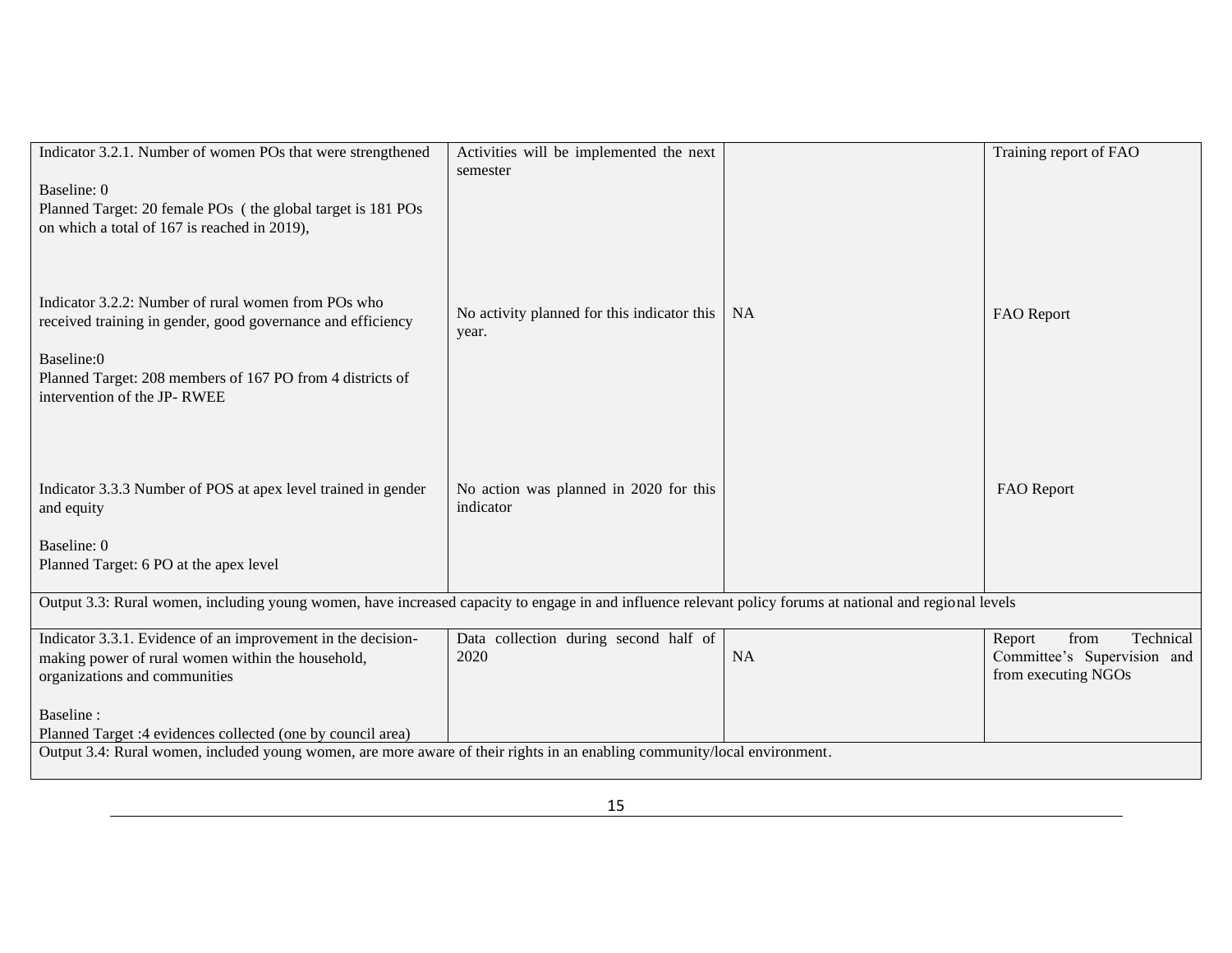| | | | |
|---|---|---|---|
| Indicator 3.2.1. Number of women POs that were strengthened<br><br>Baseline: 0<br>Planned Target: 20 female POs ( the global target is 181 POs on which a total of 167 is reached in 2019), | Activities will be implemented the next semester | | Training report of FAO |
| Indicator 3.2.2: Number of rural women from POs who received training in gender, good governance and efficiency<br><br>Baseline:0<br>Planned Target: 208 members of 167 PO from 4 districts of intervention of the JP- RWEE | No activity planned for this indicator this year. | NA | FAO Report |
| Indicator 3.3.3 Number of POS at apex level trained in gender and equity<br><br>Baseline: 0<br>Planned Target: 6 PO at the apex level | No action was planned in 2020 for this indicator | | FAO Report |
| Output 3.3: Rural women, including young women, have increased capacity to engage in and influence relevant policy forums at national and regional levels | | | |
| Indicator 3.3.1. Evidence of an improvement in the decision-making power of rural women within the household, organizations and communities<br><br>Baseline :<br>Planned Target :4 evidences collected (one by council area) | Data collection during second half of 2020 | NA | Report from Technical Committee's Supervision and from executing NGOs |
| Output 3.4: Rural women, included young women, are more aware of their rights in an enabling community/local environment. | | | |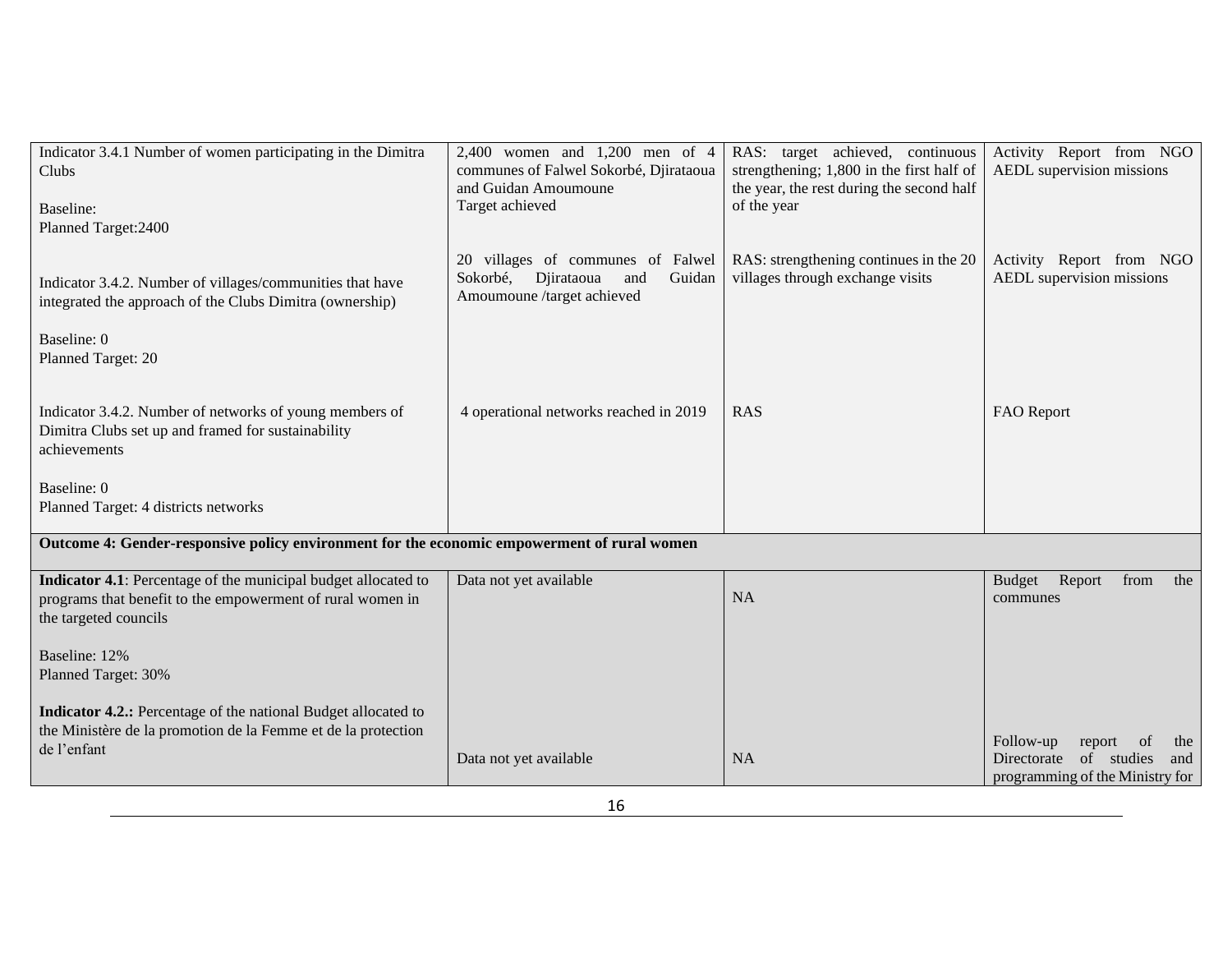| | | | |
|---|---|---|---|
| Indicator 3.4.1 Number of women participating in the Dimitra Clubs<br><br>Baseline:<br>Planned Target:2400 | 2,400 women and 1,200 men of 4 communes of Falwel Sokorbé, Djirataoua and Guidan Amoumoune<br>Target achieved | RAS: target achieved, continuous strengthening; 1,800 in the first half of the year, the rest during the second half of the year | Activity Report from NGO AEDL supervision missions |
| Indicator 3.4.2. Number of villages/communities that have integrated the approach of the Clubs Dimitra (ownership)<br><br>Baseline: 0<br>Planned Target: 20 | 20 villages of communes of Falwel Sokorbé, Djirataoua and Guidan Amoumoune /target achieved | RAS: strengthening continues in the 20 villages through exchange visits | Activity Report from NGO AEDL supervision missions |
| Indicator 3.4.2. Number of networks of young members of Dimitra Clubs set up and framed for sustainability achievements<br><br>Baseline: 0<br>Planned Target: 4 districts networks | 4 operational networks reached in 2019 | RAS | FAO Report |
| **Outcome 4: Gender-responsive policy environment for the economic empowerment of rural women** | | | |
| **Indicator 4.1**: Percentage of the municipal budget allocated to programs that benefit to the empowerment of rural women in the targeted councils<br><br>Baseline: 12%<br>Planned Target: 30% | Data not yet available | NA | Budget Report from the communes |
| **Indicator 4.2.:** Percentage of the national Budget allocated to the Ministère de la promotion de la Femme et de la protection de l'enfant | Data not yet available | NA | Follow-up report of the Directorate of studies and programming of the Ministry for |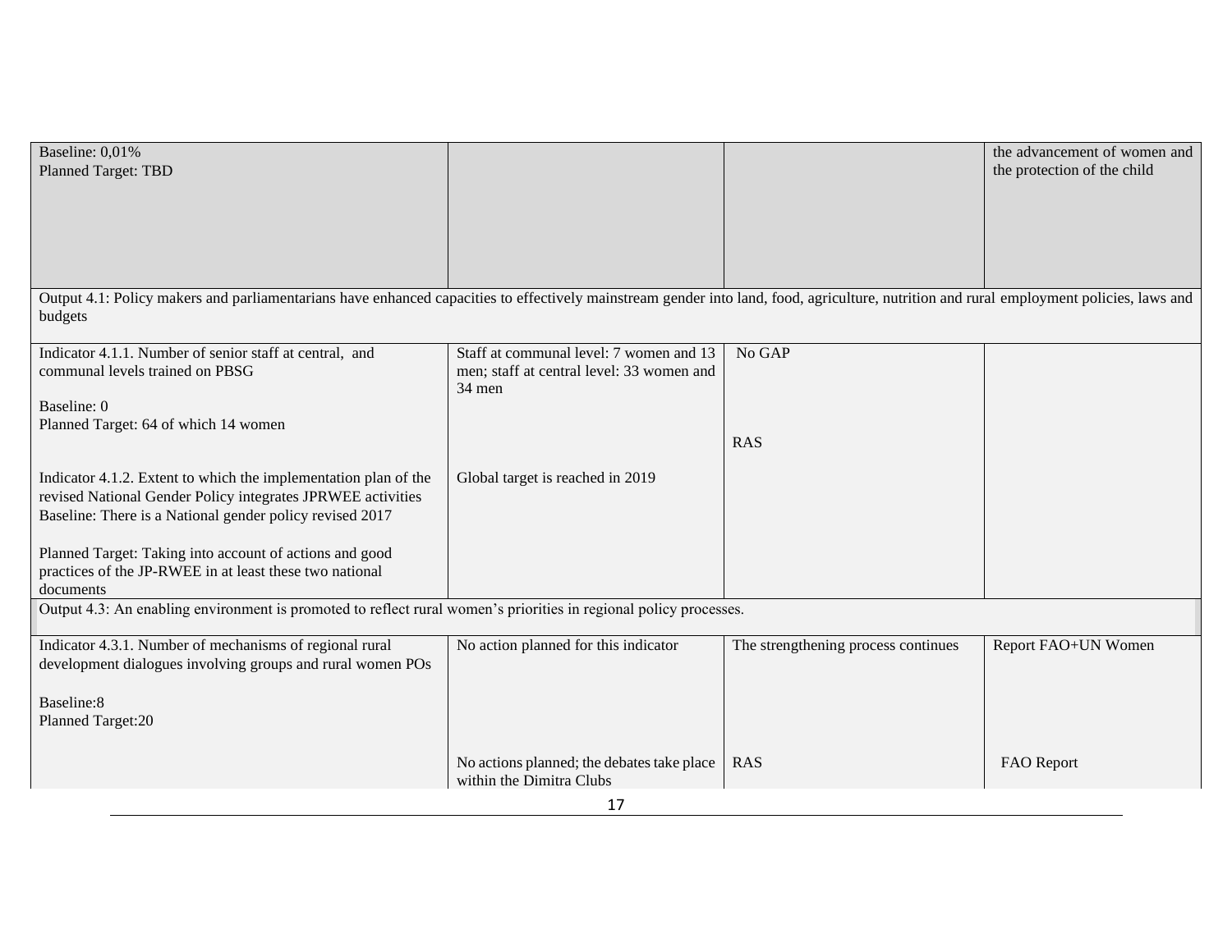| | | | |
|---|---|---|---|
| Baseline: 0,01%<br>Planned Target: TBD | | | the advancement of women and the protection of the child |
| Output 4.1: Policy makers and parliamentarians have enhanced capacities to effectively mainstream gender into land, food, agriculture, nutrition and rural employment policies, laws and budgets | | | |
| Indicator 4.1.1. Number of senior staff at central, and communal levels trained on PBSG<br><br>Baseline: 0<br>Planned Target: 64 of which 14 women | Staff at communal level: 7 women and 13 men; staff at central level: 33 women and 34 men | No GAP<br><br>RAS | |
| Indicator 4.1.2. Extent to which the implementation plan of the revised National Gender Policy integrates JPRWEE activities<br>Baseline: There is a National gender policy revised 2017<br><br>Planned Target: Taking into account of actions and good practices of the JP-RWEE in at least these two national documents | Global target is reached in 2019 | | |
| Output 4.3: An enabling environment is promoted to reflect rural women's priorities in regional policy processes. | | | |
| Indicator 4.3.1. Number of mechanisms of regional rural development dialogues involving groups and rural women POs<br><br>Baseline:8<br>Planned Target:20 | No action planned for this indicator | The strengthening process continues | Report FAO+UN Women |
| | No actions planned; the debates take place within the Dimitra Clubs | RAS | FAO Report |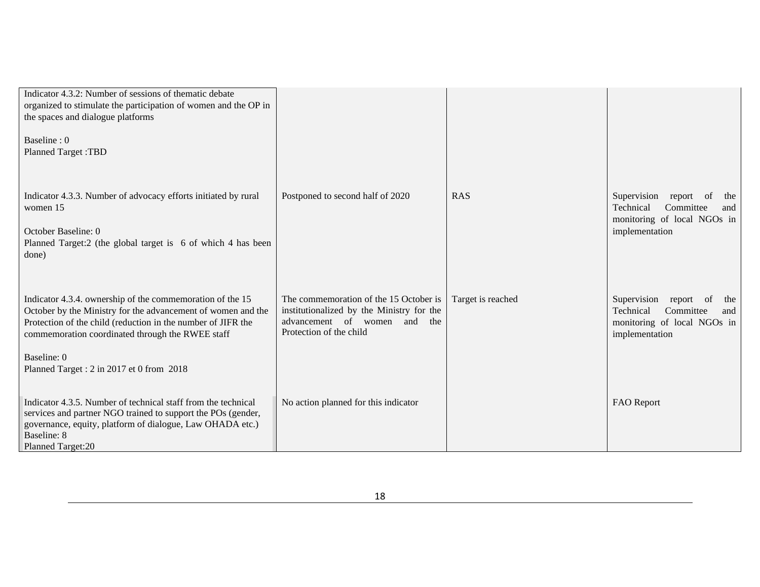| | | | |
|---|---|---|---|
| Indicator 4.3.2: Number of sessions of thematic debate organized to stimulate the participation of women and the OP in the spaces and dialogue platforms<br><br>Baseline : 0<br>Planned Target :TBD | | | |
| Indicator 4.3.3. Number of advocacy efforts initiated by rural women 15<br><br>October Baseline: 0<br>Planned Target:2 (the global target is 6 of which 4 has been done) | Postponed to second half of 2020 | RAS | Supervision report of the Technical Committee and monitoring of local NGOs in implementation |
| Indicator 4.3.4. ownership of the commemoration of the 15 October by the Ministry for the advancement of women and the Protection of the child (reduction in the number of JIFR the commemoration coordinated through the RWEE staff<br><br>Baseline: 0<br>Planned Target : 2 in 2017 et 0 from 2018 | The commemoration of the 15 October is institutionalized by the Ministry for the advancement of women and the Protection of the child | Target is reached | Supervision report of the Technical Committee and monitoring of local NGOs in implementation |
| Indicator 4.3.5. Number of technical staff from the technical services and partner NGO trained to support the POs (gender, governance, equity, platform of dialogue, Law OHADA etc.)<br>Baseline: 8<br>Planned Target:20 | No action planned for this indicator | | FAO Report |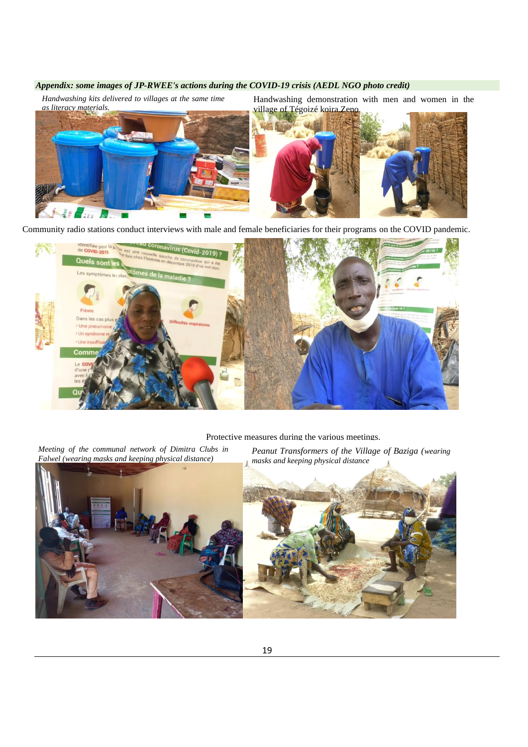***Appendix: some images of JP-RWEE's actions during the COVID-19 crisis (AEDL NGO photo credit)***

*Handwashing kits delivered to villages at the same time as literacy materials.*

Handwashing demonstration with men and women in the village of Tégoizé koira Zeno.

Community radio stations conduct interviews with male and female beneficiaries for their programs on the COVID pandemic.

Protective measures during the various meetings.

*Meeting of the communal network of Dimitra Clubs in Falwel (wearing masks and keeping physical distance)*

*Peanut Transformers of the Village of Baziga (wearing masks and keeping physical distance*